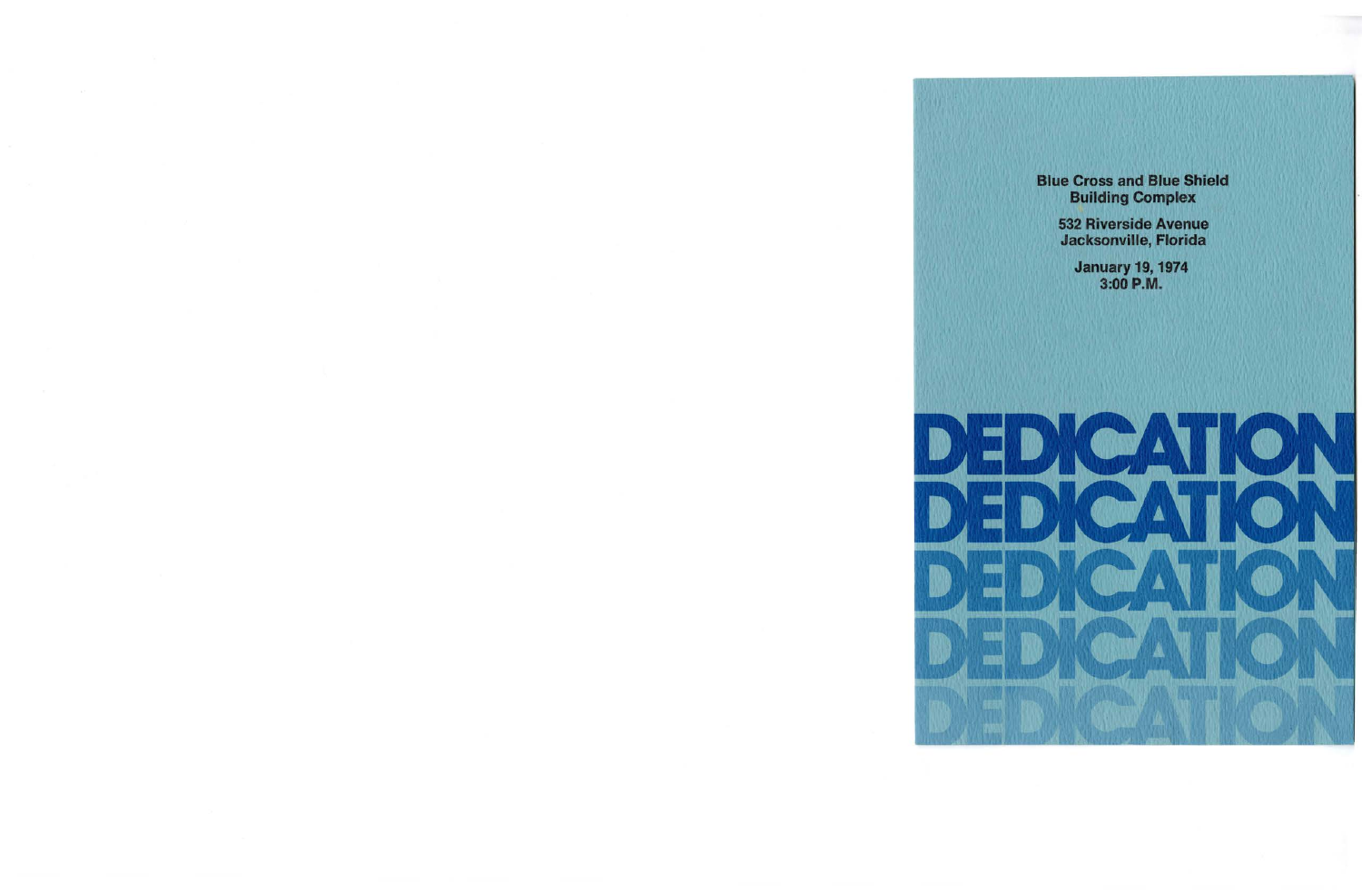Blue Cross and Blue Shield
Building Complex

532 Riverside Avenue
Jacksonville, Florida

January 19, 1974
3:00 P.M.

# DEDICATION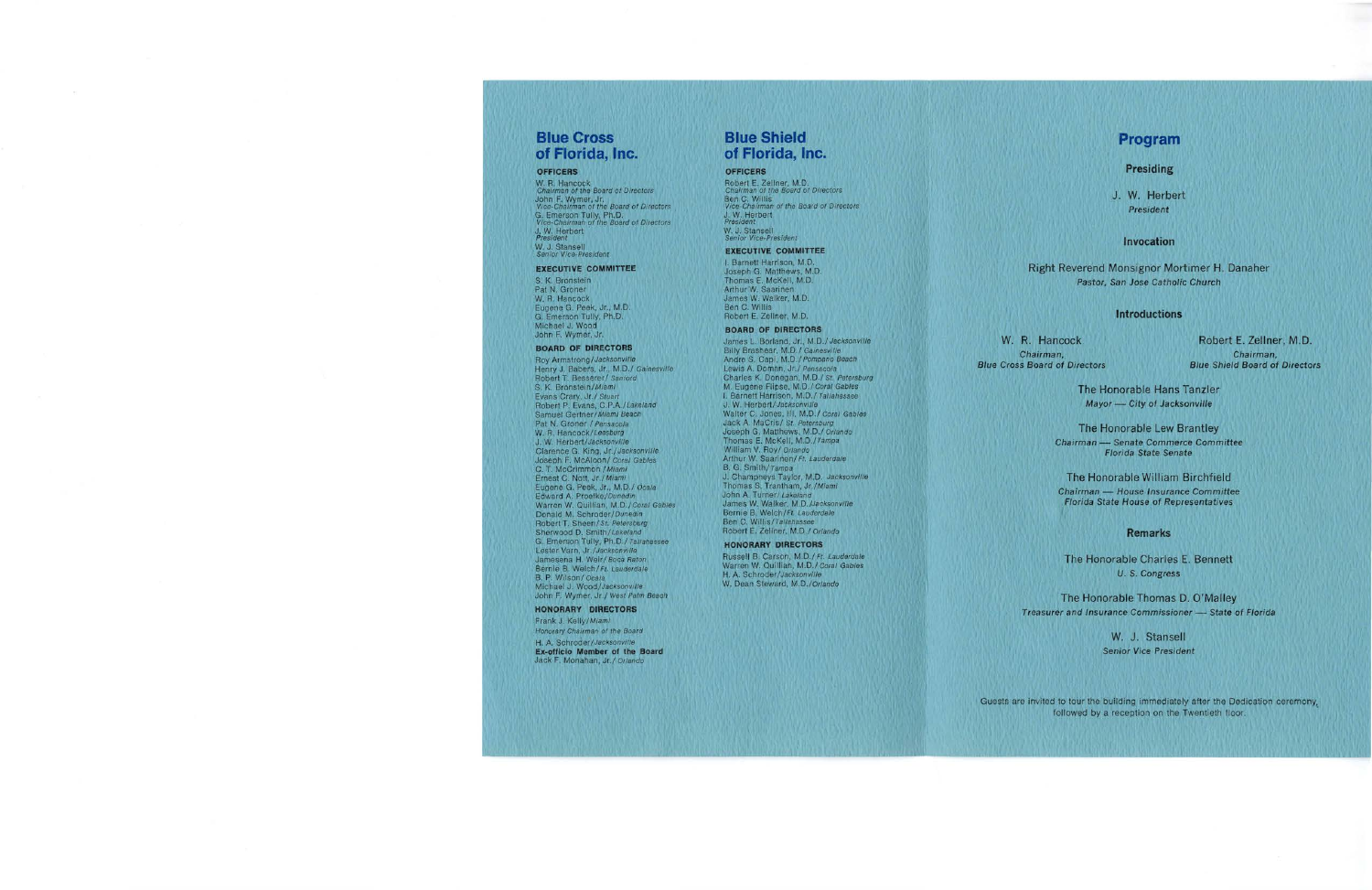## Blue Cross of Florida, Inc.

**OFFICERS**

W. R. Hancock
*Chairman of the Board of Directors*
John F. Wymer, Jr.
*Vice-Chairman of the Board of Directors*
G. Emerson Tully, Ph.D.
*Vice-Chairman of the Board of Directors*
J. W. Herbert
*President*
W. J. Stansell
*Senior Vice-President*

**EXECUTIVE COMMITTEE**

S. K. Bronstein
Pat N. Groner
W. R. Hancock
Eugene G. Peek, Jr., M.D.
G. Emerson Tully, Ph.D.
Michael J. Wood
John F. Wymer, Jr.

**BOARD OF DIRECTORS**

Roy Armstrong/*Jacksonville*
Henry J. Babers, Jr., M.D./ *Gainesville*
Robert T. Besserer/ *Sanford*
S. K. Bronstein/*Miami*
Evans Crary, Jr./ *Stuart*
Robert P. Evans, C.P.A./*Lakeland*
Samuel Gertner/*Miami Beach*
Pat N. Groner / *Pensacola*
W. R. Hancock/*Leesburg*
J. W. Herbert/*Jacksonville*
Clarence G. King, Jr./*Jacksonville*
Joseph F. McAloon/ *Coral Gables*
C. T. McCrimmon /*Miami*
Ernest C. Nott, Jr./*Miami*
Eugene G. Peek, Jr., M.D./ *Ocala*
Edward A. Proefke/*Dunedin*
Warren W. Quillian, M.D./*Coral Gables*
Donald M. Schroder/*Dunedin*
Robert T. Sheen/*St. Petersburg*
Sherwood D. Smith/*Lakeland*
G. Emerson Tully, Ph.D./ *Tallahassee*
Lester Varn, Jr./*Jacksonville*
Jamesena H. Weir/*Boca Raton*
Bernie B. Welch/*Ft. Lauderdale*
B. P. Wilson/*Ocala*
Michael J. Wood/*Jacksonville*
John F. Wymer, Jr./ *West Palm Beach*

**HONORARY DIRECTORS**

Frank J. Kelly/*Miami*
*Honorary Chairman of the Board*
H. A. Schroder/*Jacksonville*
**Ex-officio Member of the Board**
Jack F. Monahan, Jr./ *Orlando*

## Blue Shield of Florida, Inc.

**OFFICERS**

Robert E. Zellner, M.D.
*Chairman of the Board of Directors*
Ben C. Willis
*Vice-Chairman of the Board of Directors*
J. W. Herbert
*President*
W. J. Stansell
*Senior Vice-President*

**EXECUTIVE COMMITTEE**

I. Barnett Harrison, M.D.
Joseph G. Matthews, M.D.
Thomas E. McKell, M.D.
Arthur W. Saarinen
James W. Walker, M.D.
Ben C. Willis
Robert E. Zellner, M.D.

**BOARD OF DIRECTORS**

James L. Borland, Jr., M.D./*Jacksonville*
Billy Brashear, M.D. / *Gainesville*
Andre S. Capi, M.D./*Pompano Beach*
Lewis A. Doman, Jr./*Pensacola*
Charles K. Donegan, M.D./*St. Petersburg*
M. Eugene Flipse, M.D./*Coral Gables*
I. Barnett Harrison, M.D./*Tallahassee*
J. W. Herbert/*Jacksonville*
Walter C. Jones, III, M.D./*Coral Gables*
Jack A. McCris/*St. Petersburg*
Joseph G. Matthews, M.D./*Orlando*
Thomas E. McKell, M.D./*Tampa*
William V. Roy/*Orlando*
Arthur W. Saarinen/*Ft. Lauderdale*
B. G. Smith/*Tampa*
J. Champneys Taylor, M.D./*Jacksonville*
Thomas S. Trantham, Jr./*Miami*
John A. Turner/*Lakeland*
James W. Walker, M.D./*Jacksonville*
Bernie B. Welch/*Ft. Lauderdale*
Ben C. Willis/*Tallahassee*
Robert E. Zellner, M.D./*Orlando*

**HONORARY DIRECTORS**

Russell B. Carson, M.D./*Ft. Lauderdale*
Warren W. Quillian, M.D./*Coral Gables*
H. A. Schroder/*Jacksonville*
W. Dean Steward, M.D./*Orlando*

## Program

### Presiding

J. W. Herbert
*President*

### Invocation

Right Reverend Monsignor Mortimer H. Danaher
*Pastor, San Jose Catholic Church*

### Introductions

W. R. Hancock
*Chairman,*
*Blue Cross Board of Directors*

Robert E. Zellner, M.D.
*Chairman,*
*Blue Shield Board of Directors*

The Honorable Hans Tanzler
*Mayor — City of Jacksonville*

The Honorable Lew Brantley
*Chairman — Senate Commerce Committee*
*Florida State Senate*

The Honorable William Birchfield
*Chairman — House Insurance Committee*
*Florida State House of Representatives*

### Remarks

The Honorable Charles E. Bennett
*U. S. Congress*

The Honorable Thomas D. O'Malley
*Treasurer and Insurance Commissioner — State of Florida*

W. J. Stansell
*Senior Vice President*

Guests are invited to tour the building immediately after the Dedication ceremony, followed by a reception on the Twentieth floor.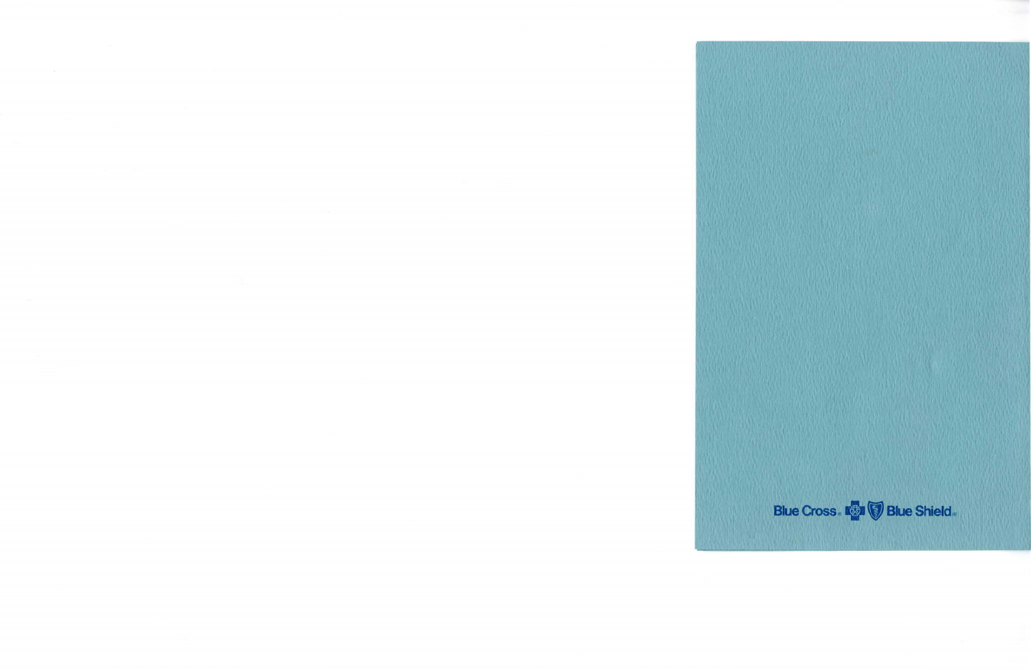Blue Cross® Blue Shield®